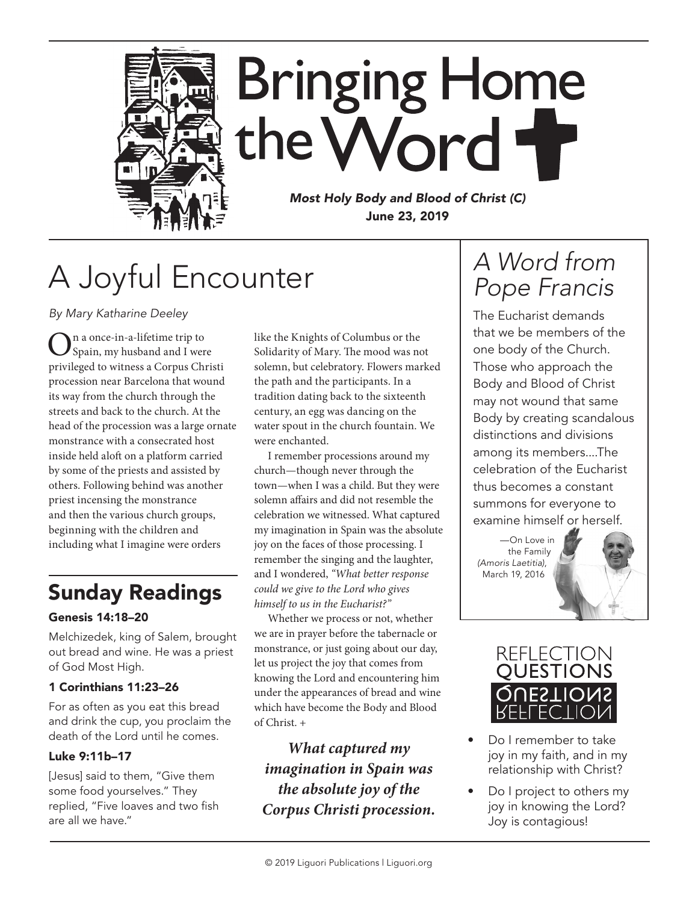# Bringing Home the Word

*Most Holy Body and Blood of Christ (C)*

**June 23, 2019**

## A Joyful Encounter

*By Mary Katharine Deeley*

On a once-in-a-lifetime trip to Spain, my husband and I were privileged to witness a Corpus Christi procession near Barcelona that wound its way from the church through the streets and back to the church. At the head of the procession was a large ornate monstrance with a consecrated host inside held aloft on a platform carried by some of the priests and assisted by others. Following behind was another priest incensing the monstrance and then the various church groups, beginning with the children and including what I imagine were orders like the Knights of Columbus or the Solidarity of Mary. The mood was not solemn, but celebratory. Flowers marked the path and the participants. In a tradition dating back to the sixteenth century, an egg was dancing on the water spout in the church fountain. We were enchanted.

I remember processions around my church—though never through the town—when I was a child. But they were solemn affairs and did not resemble the celebration we witnessed. What captured my imagination in Spain was the absolute joy on the faces of those processing. I remember the singing and the laughter, and I wondered, *"What better response could we give to the Lord who gives himself to us in the Eucharist?"*

Whether we process or not, whether we are in prayer before the tabernacle or monstrance, or just going about our day, let us project the joy that comes from knowing the Lord and encountering him under the appearances of bread and wine which have become the Body and Blood of Christ. +

***What captured my imagination in Spain was the absolute joy of the Corpus Christi procession.***

## Sunday Readings

### Genesis 14:18–20

Melchizedek, king of Salem, brought out bread and wine. He was a priest of God Most High.

### 1 Corinthians 11:23–26

For as often as you eat this bread and drink the cup, you proclaim the death of the Lord until he comes.

### Luke 9:11b–17

[Jesus] said to them, "Give them some food yourselves." They replied, "Five loaves and two fish are all we have."

## *A Word from Pope Francis*

The Eucharist demands that we be members of the one body of the Church. Those who approach the Body and Blood of Christ may not wound that same Body by creating scandalous distinctions and divisions among its members....The celebration of the Eucharist thus becomes a constant summons for everyone to examine himself or herself.

—On Love in the Family *(Amoris Laetitia)*, March 19, 2016

## Reflection Questions

- Do I remember to take joy in my faith, and in my relationship with Christ?
- Do I project to others my joy in knowing the Lord? Joy is contagious!

© 2019 Liguori Publications | Liguori.org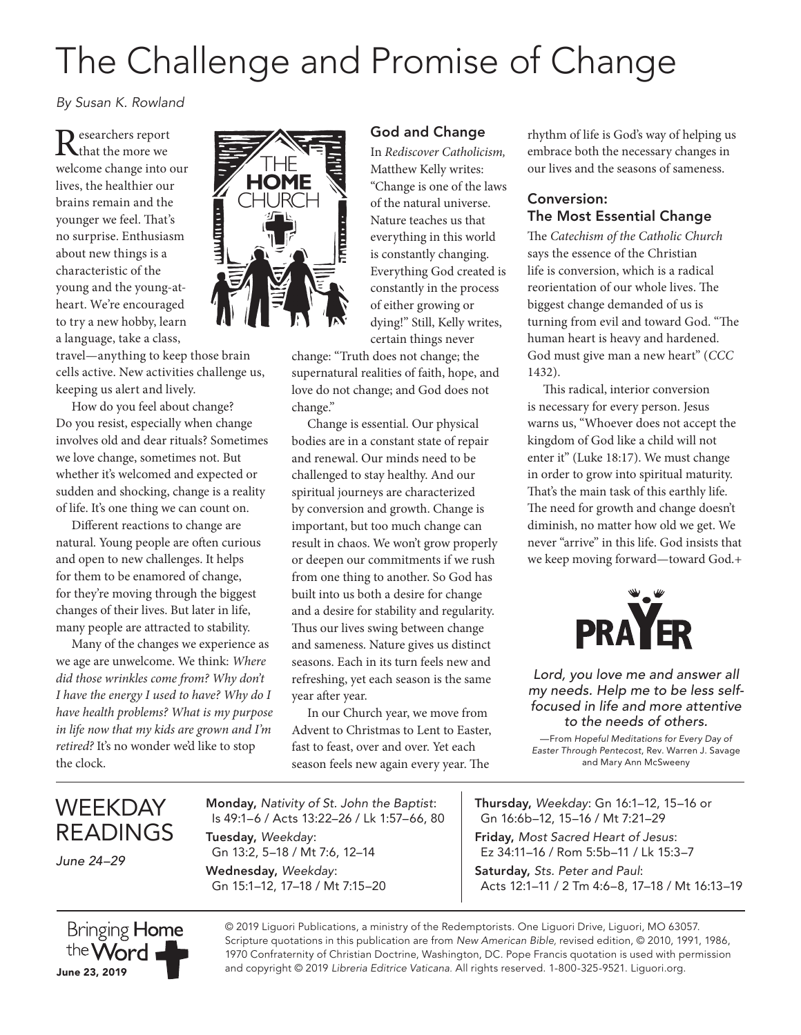# The Challenge and Promise of Change

*By Susan K. Rowland*

Researchers report that the more we welcome change into our lives, the healthier our brains remain and the younger we feel. That's no surprise. Enthusiasm about new things is a characteristic of the young and the young-at-heart. We're encouraged to try a new hobby, learn a language, take a class, travel—anything to keep those brain cells active. New activities challenge us, keeping us alert and lively.

How do you feel about change? Do you resist, especially when change involves old and dear rituals? Sometimes we love change, sometimes not. But whether it's welcomed and expected or sudden and shocking, change is a reality of life. It's one thing we can count on.

Different reactions to change are natural. Young people are often curious and open to new challenges. It helps for them to be enamored of change, for they're moving through the biggest changes of their lives. But later in life, many people are attracted to stability.

Many of the changes we experience as we age are unwelcome. We think: *Where did those wrinkles come from? Why don't I have the energy I used to have? Why do I have health problems? What is my purpose in life now that my kids are grown and I'm retired?* It's no wonder we'd like to stop the clock.

## God and Change

In *Rediscover Catholicism,* Matthew Kelly writes: "Change is one of the laws of the natural universe. Nature teaches us that everything in this world is constantly changing. Everything God created is constantly in the process of either growing or dying!" Still, Kelly writes, certain things never change: "Truth does not change; the supernatural realities of faith, hope, and love do not change; and God does not change."

Change is essential. Our physical bodies are in a constant state of repair and renewal. Our minds need to be challenged to stay healthy. And our spiritual journeys are characterized by conversion and growth. Change is important, but too much change can result in chaos. We won't grow properly or deepen our commitments if we rush from one thing to another. So God has built into us both a desire for change and a desire for stability and regularity. Thus our lives swing between change and sameness. Nature gives us distinct seasons. Each in its turn feels new and refreshing, yet each season is the same year after year.

In our Church year, we move from Advent to Christmas to Lent to Easter, fast to feast, over and over. Yet each season feels new again every year. The rhythm of life is God's way of helping us embrace both the necessary changes in our lives and the seasons of sameness.

## Conversion: The Most Essential Change

The *Catechism of the Catholic Church* says the essence of the Christian life is conversion, which is a radical reorientation of our whole lives. The biggest change demanded of us is turning from evil and toward God. "The human heart is heavy and hardened. God must give man a new heart" (*CCC* 1432).

This radical, interior conversion is necessary for every person. Jesus warns us, "Whoever does not accept the kingdom of God like a child will not enter it" (Luke 18:17). We must change in order to grow into spiritual maturity. That's the main task of this earthly life. The need for growth and change doesn't diminish, no matter how old we get. We never "arrive" in this life. God insists that we keep moving forward—toward God.+

## PRAYER

*Lord, you love me and answer all my needs. Help me to be less self-focused in life and more attentive to the needs of others.*

—From *Hopeful Meditations for Every Day of Easter Through Pentecost*, Rev. Warren J. Savage and Mary Ann McSweeny

## WEEKDAY READINGS

*June 24–29*

**Monday,** *Nativity of St. John the Baptist*: Is 49:1–6 / Acts 13:22–26 / Lk 1:57–66, 80

**Tuesday,** *Weekday*: Gn 13:2, 5–18 / Mt 7:6, 12–14

**Wednesday,** *Weekday*: Gn 15:1–12, 17–18 / Mt 7:15–20

**Thursday,** *Weekday*: Gn 16:1–12, 15–16 or Gn 16:6b–12, 15–16 / Mt 7:21–29

**Friday,** *Most Sacred Heart of Jesus*: Ez 34:11–16 / Rom 5:5b–11 / Lk 15:3–7

**Saturday,** *Sts. Peter and Paul*: Acts 12:1–11 / 2 Tm 4:6–8, 17–18 / Mt 16:13–19

Bringing Home the Word
June 23, 2019

© 2019 Liguori Publications, a ministry of the Redemptorists. One Liguori Drive, Liguori, MO 63057. Scripture quotations in this publication are from *New American Bible,* revised edition, © 2010, 1991, 1986, 1970 Confraternity of Christian Doctrine, Washington, DC. Pope Francis quotation is used with permission and copyright © 2019 *Libreria Editrice Vaticana.* All rights reserved. 1-800-325-9521. Liguori.org.